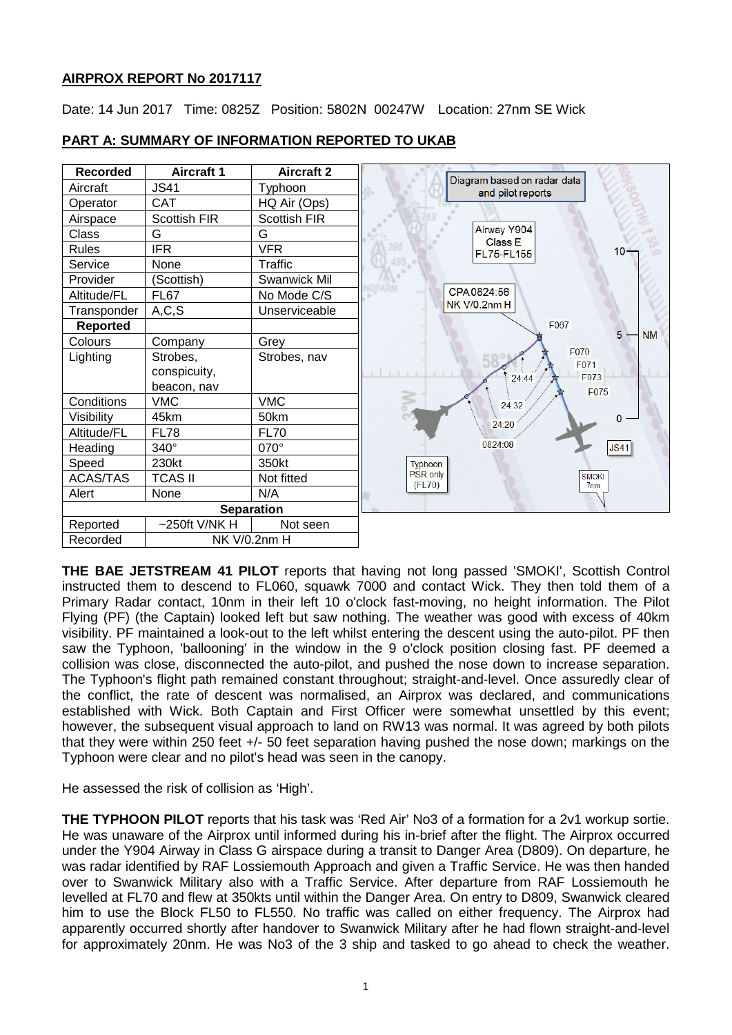**AIRPROX REPORT No 2017117**

Date: 14 Jun 2017 Time: 0825Z Position: 5802N 00247W Location: 27nm SE Wick

**PART A: SUMMARY OF INFORMATION REPORTED TO UKAB**

| Recorded | Aircraft 1 | Aircraft 2 |
|---|---|---|
| Aircraft | JS41 | Typhoon |
| Operator | CAT | HQ Air (Ops) |
| Airspace | Scottish FIR | Scottish FIR |
| Class | G | G |
| Rules | IFR | VFR |
| Service | None | Traffic |
| Provider | (Scottish) | Swanwick Mil |
| Altitude/FL | FL67 | No Mode C/S |
| Transponder | A,C,S | Unserviceable |
| **Reported** | | |
| Colours | Company | Grey |
| Lighting | Strobes, conspicuity, beacon, nav | Strobes, nav |
| Conditions | VMC | VMC |
| Visibility | 45km | 50km |
| Altitude/FL | FL78 | FL70 |
| Heading | 340° | 070° |
| Speed | 230kt | 350kt |
| ACAS/TAS | TCAS II | Not fitted |
| Alert | None | N/A |
| **Separation** | | |
| Reported | ~250ft V/NK H | Not seen |
| Recorded | NK V/0.2nm H | |

Diagram based on radar data and pilot reports

Airway Y904 Class E FL75-FL155

CPA 0824:56 NK V/0.2nm H

F067, F070, F071, F073, F075

24:44, 24:32, 24:20, 0824:08

Typhoon PSR only (FL70)

JS41

SMOKI 7nm

10, 5, 0 NM

**THE BAE JETSTREAM 41 PILOT** reports that having not long passed 'SMOKI', Scottish Control instructed them to descend to FL060, squawk 7000 and contact Wick. They then told them of a Primary Radar contact, 10nm in their left 10 o'clock fast-moving, no height information. The Pilot Flying (PF) (the Captain) looked left but saw nothing. The weather was good with excess of 40km visibility. PF maintained a look-out to the left whilst entering the descent using the auto-pilot. PF then saw the Typhoon, 'ballooning' in the window in the 9 o'clock position closing fast. PF deemed a collision was close, disconnected the auto-pilot, and pushed the nose down to increase separation. The Typhoon's flight path remained constant throughout; straight-and-level. Once assuredly clear of the conflict, the rate of descent was normalised, an Airprox was declared, and communications established with Wick. Both Captain and First Officer were somewhat unsettled by this event; however, the subsequent visual approach to land on RW13 was normal. It was agreed by both pilots that they were within 250 feet +/- 50 feet separation having pushed the nose down; markings on the Typhoon were clear and no pilot's head was seen in the canopy.

He assessed the risk of collision as 'High'.

**THE TYPHOON PILOT** reports that his task was 'Red Air' No3 of a formation for a 2v1 workup sortie. He was unaware of the Airprox until informed during his in-brief after the flight. The Airprox occurred under the Y904 Airway in Class G airspace during a transit to Danger Area (D809). On departure, he was radar identified by RAF Lossiemouth Approach and given a Traffic Service. He was then handed over to Swanwick Military also with a Traffic Service. After departure from RAF Lossiemouth he levelled at FL70 and flew at 350kts until within the Danger Area. On entry to D809, Swanwick cleared him to use the Block FL50 to FL550. No traffic was called on either frequency. The Airprox had apparently occurred shortly after handover to Swanwick Military after he had flown straight-and-level for approximately 20nm. He was No3 of the 3 ship and tasked to go ahead to check the weather.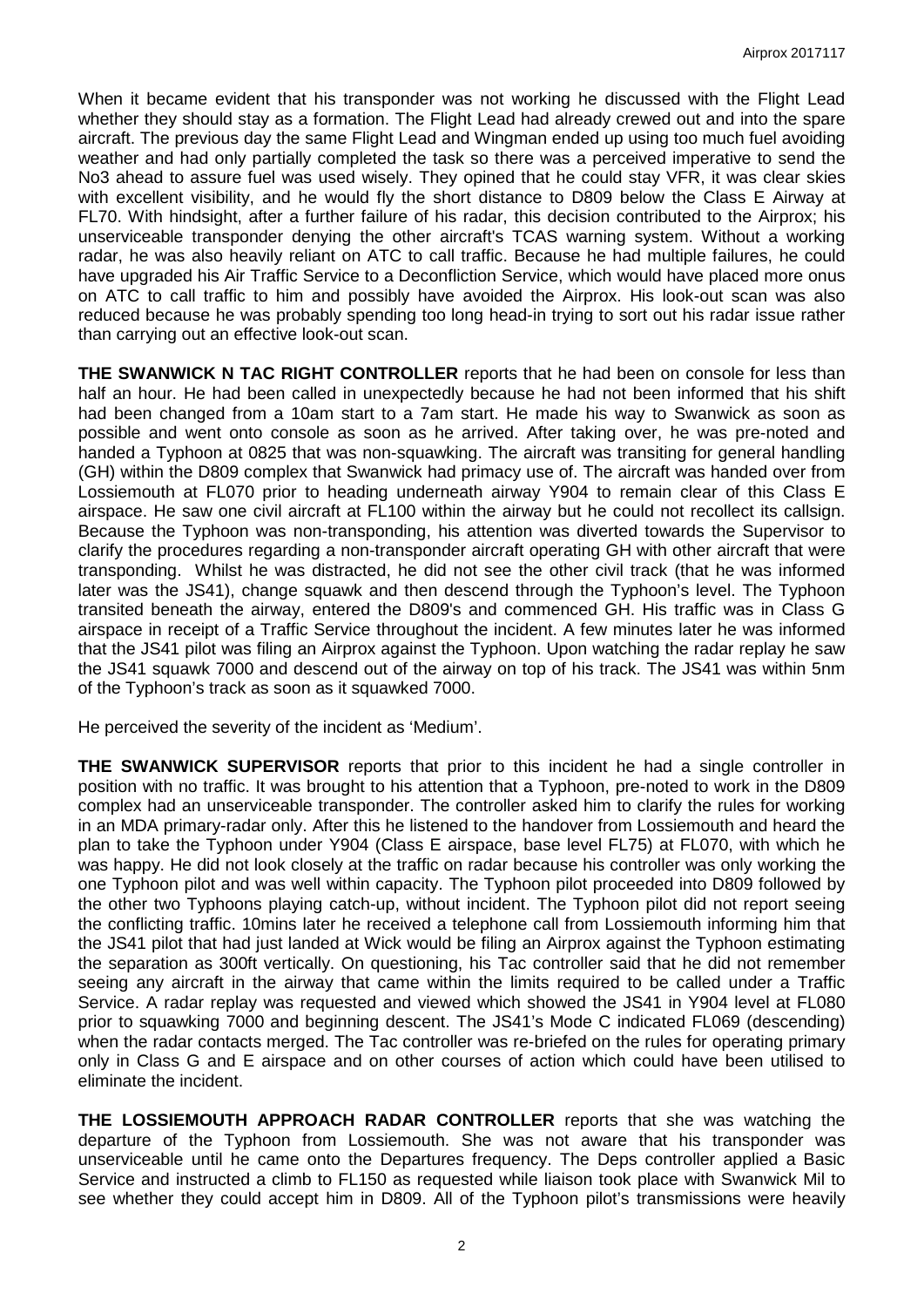When it became evident that his transponder was not working he discussed with the Flight Lead whether they should stay as a formation. The Flight Lead had already crewed out and into the spare aircraft. The previous day the same Flight Lead and Wingman ended up using too much fuel avoiding weather and had only partially completed the task so there was a perceived imperative to send the No3 ahead to assure fuel was used wisely. They opined that he could stay VFR, it was clear skies with excellent visibility, and he would fly the short distance to D809 below the Class E Airway at FL70. With hindsight, after a further failure of his radar, this decision contributed to the Airprox; his unserviceable transponder denying the other aircraft's TCAS warning system. Without a working radar, he was also heavily reliant on ATC to call traffic. Because he had multiple failures, he could have upgraded his Air Traffic Service to a Deconfliction Service, which would have placed more onus on ATC to call traffic to him and possibly have avoided the Airprox. His look-out scan was also reduced because he was probably spending too long head-in trying to sort out his radar issue rather than carrying out an effective look-out scan.

**THE SWANWICK N TAC RIGHT CONTROLLER** reports that he had been on console for less than half an hour. He had been called in unexpectedly because he had not been informed that his shift had been changed from a 10am start to a 7am start. He made his way to Swanwick as soon as possible and went onto console as soon as he arrived. After taking over, he was pre-noted and handed a Typhoon at 0825 that was non-squawking. The aircraft was transiting for general handling (GH) within the D809 complex that Swanwick had primacy use of. The aircraft was handed over from Lossiemouth at FL070 prior to heading underneath airway Y904 to remain clear of this Class E airspace. He saw one civil aircraft at FL100 within the airway but he could not recollect its callsign. Because the Typhoon was non-transponding, his attention was diverted towards the Supervisor to clarify the procedures regarding a non-transponder aircraft operating GH with other aircraft that were transponding. Whilst he was distracted, he did not see the other civil track (that he was informed later was the JS41), change squawk and then descend through the Typhoon's level. The Typhoon transited beneath the airway, entered the D809's and commenced GH. His traffic was in Class G airspace in receipt of a Traffic Service throughout the incident. A few minutes later he was informed that the JS41 pilot was filing an Airprox against the Typhoon. Upon watching the radar replay he saw the JS41 squawk 7000 and descend out of the airway on top of his track. The JS41 was within 5nm of the Typhoon's track as soon as it squawked 7000.

He perceived the severity of the incident as 'Medium'.

**THE SWANWICK SUPERVISOR** reports that prior to this incident he had a single controller in position with no traffic. It was brought to his attention that a Typhoon, pre-noted to work in the D809 complex had an unserviceable transponder. The controller asked him to clarify the rules for working in an MDA primary-radar only. After this he listened to the handover from Lossiemouth and heard the plan to take the Typhoon under Y904 (Class E airspace, base level FL75) at FL070, with which he was happy. He did not look closely at the traffic on radar because his controller was only working the one Typhoon pilot and was well within capacity. The Typhoon pilot proceeded into D809 followed by the other two Typhoons playing catch-up, without incident. The Typhoon pilot did not report seeing the conflicting traffic. 10mins later he received a telephone call from Lossiemouth informing him that the JS41 pilot that had just landed at Wick would be filing an Airprox against the Typhoon estimating the separation as 300ft vertically. On questioning, his Tac controller said that he did not remember seeing any aircraft in the airway that came within the limits required to be called under a Traffic Service. A radar replay was requested and viewed which showed the JS41 in Y904 level at FL080 prior to squawking 7000 and beginning descent. The JS41's Mode C indicated FL069 (descending) when the radar contacts merged. The Tac controller was re-briefed on the rules for operating primary only in Class G and E airspace and on other courses of action which could have been utilised to eliminate the incident.

**THE LOSSIEMOUTH APPROACH RADAR CONTROLLER** reports that she was watching the departure of the Typhoon from Lossiemouth. She was not aware that his transponder was unserviceable until he came onto the Departures frequency. The Deps controller applied a Basic Service and instructed a climb to FL150 as requested while liaison took place with Swanwick Mil to see whether they could accept him in D809. All of the Typhoon pilot's transmissions were heavily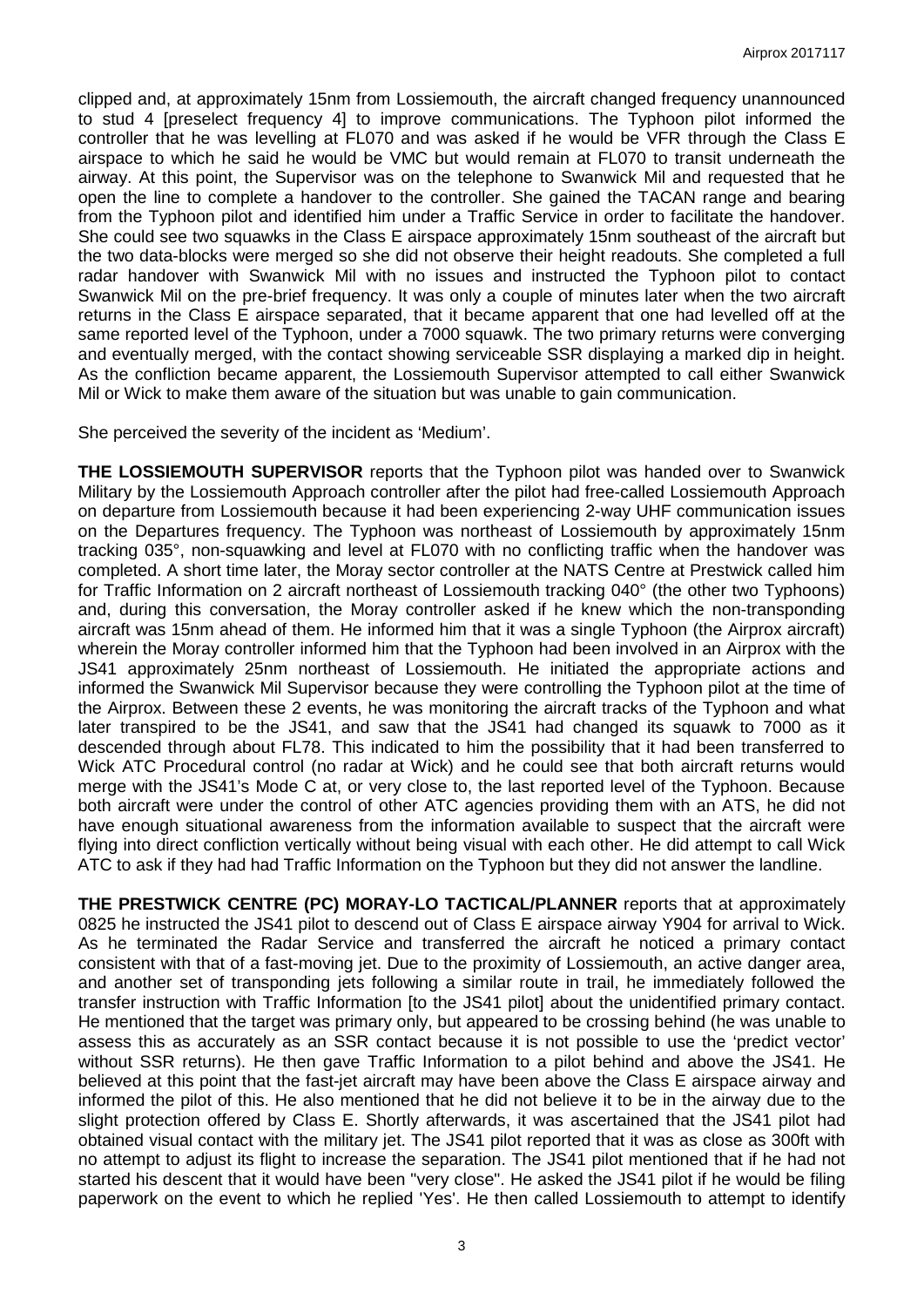clipped and, at approximately 15nm from Lossiemouth, the aircraft changed frequency unannounced to stud 4 [preselect frequency 4] to improve communications. The Typhoon pilot informed the controller that he was levelling at FL070 and was asked if he would be VFR through the Class E airspace to which he said he would be VMC but would remain at FL070 to transit underneath the airway. At this point, the Supervisor was on the telephone to Swanwick Mil and requested that he open the line to complete a handover to the controller. She gained the TACAN range and bearing from the Typhoon pilot and identified him under a Traffic Service in order to facilitate the handover. She could see two squawks in the Class E airspace approximately 15nm southeast of the aircraft but the two data-blocks were merged so she did not observe their height readouts. She completed a full radar handover with Swanwick Mil with no issues and instructed the Typhoon pilot to contact Swanwick Mil on the pre-brief frequency. It was only a couple of minutes later when the two aircraft returns in the Class E airspace separated, that it became apparent that one had levelled off at the same reported level of the Typhoon, under a 7000 squawk. The two primary returns were converging and eventually merged, with the contact showing serviceable SSR displaying a marked dip in height. As the confliction became apparent, the Lossiemouth Supervisor attempted to call either Swanwick Mil or Wick to make them aware of the situation but was unable to gain communication.

She perceived the severity of the incident as 'Medium'.

**THE LOSSIEMOUTH SUPERVISOR** reports that the Typhoon pilot was handed over to Swanwick Military by the Lossiemouth Approach controller after the pilot had free-called Lossiemouth Approach on departure from Lossiemouth because it had been experiencing 2-way UHF communication issues on the Departures frequency. The Typhoon was northeast of Lossiemouth by approximately 15nm tracking 035°, non-squawking and level at FL070 with no conflicting traffic when the handover was completed. A short time later, the Moray sector controller at the NATS Centre at Prestwick called him for Traffic Information on 2 aircraft northeast of Lossiemouth tracking 040° (the other two Typhoons) and, during this conversation, the Moray controller asked if he knew which the non-transponding aircraft was 15nm ahead of them. He informed him that it was a single Typhoon (the Airprox aircraft) wherein the Moray controller informed him that the Typhoon had been involved in an Airprox with the JS41 approximately 25nm northeast of Lossiemouth. He initiated the appropriate actions and informed the Swanwick Mil Supervisor because they were controlling the Typhoon pilot at the time of the Airprox. Between these 2 events, he was monitoring the aircraft tracks of the Typhoon and what later transpired to be the JS41, and saw that the JS41 had changed its squawk to 7000 as it descended through about FL78. This indicated to him the possibility that it had been transferred to Wick ATC Procedural control (no radar at Wick) and he could see that both aircraft returns would merge with the JS41's Mode C at, or very close to, the last reported level of the Typhoon. Because both aircraft were under the control of other ATC agencies providing them with an ATS, he did not have enough situational awareness from the information available to suspect that the aircraft were flying into direct confliction vertically without being visual with each other. He did attempt to call Wick ATC to ask if they had had Traffic Information on the Typhoon but they did not answer the landline.

**THE PRESTWICK CENTRE (PC) MORAY-LO TACTICAL/PLANNER** reports that at approximately 0825 he instructed the JS41 pilot to descend out of Class E airspace airway Y904 for arrival to Wick. As he terminated the Radar Service and transferred the aircraft he noticed a primary contact consistent with that of a fast-moving jet. Due to the proximity of Lossiemouth, an active danger area, and another set of transponding jets following a similar route in trail, he immediately followed the transfer instruction with Traffic Information [to the JS41 pilot] about the unidentified primary contact. He mentioned that the target was primary only, but appeared to be crossing behind (he was unable to assess this as accurately as an SSR contact because it is not possible to use the 'predict vector' without SSR returns). He then gave Traffic Information to a pilot behind and above the JS41. He believed at this point that the fast-jet aircraft may have been above the Class E airspace airway and informed the pilot of this. He also mentioned that he did not believe it to be in the airway due to the slight protection offered by Class E. Shortly afterwards, it was ascertained that the JS41 pilot had obtained visual contact with the military jet. The JS41 pilot reported that it was as close as 300ft with no attempt to adjust its flight to increase the separation. The JS41 pilot mentioned that if he had not started his descent that it would have been "very close". He asked the JS41 pilot if he would be filing paperwork on the event to which he replied 'Yes'. He then called Lossiemouth to attempt to identify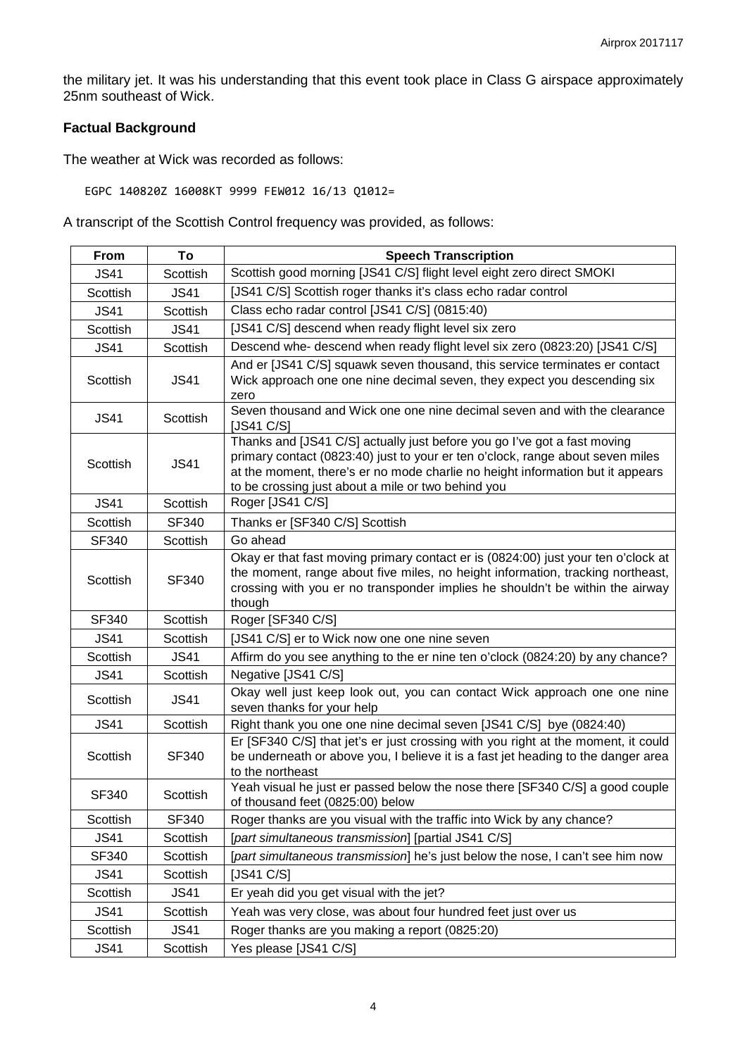the military jet. It was his understanding that this event took place in Class G airspace approximately 25nm southeast of Wick.

### Factual Background

The weather at Wick was recorded as follows:

```
EGPC 140820Z 16008KT 9999 FEW012 16/13 Q1012=
```

A transcript of the Scottish Control frequency was provided, as follows:

| From | To | Speech Transcription |
|---|---|---|
| JS41 | Scottish | Scottish good morning [JS41 C/S] flight level eight zero direct SMOKI |
| Scottish | JS41 | [JS41 C/S] Scottish roger thanks it's class echo radar control |
| JS41 | Scottish | Class echo radar control [JS41 C/S] (0815:40) |
| Scottish | JS41 | [JS41 C/S] descend when ready flight level six zero |
| JS41 | Scottish | Descend whe- descend when ready flight level six zero (0823:20) [JS41 C/S] |
| Scottish | JS41 | And er [JS41 C/S] squawk seven thousand, this service terminates er contact Wick approach one one nine decimal seven, they expect you descending six zero |
| JS41 | Scottish | Seven thousand and Wick one one nine decimal seven and with the clearance [JS41 C/S] |
| Scottish | JS41 | Thanks and [JS41 C/S] actually just before you go I've got a fast moving primary contact (0823:40) just to your er ten o'clock, range about seven miles at the moment, there's er no mode charlie no height information but it appears to be crossing just about a mile or two behind you |
| JS41 | Scottish | Roger [JS41 C/S] |
| Scottish | SF340 | Thanks er [SF340 C/S] Scottish |
| SF340 | Scottish | Go ahead |
| Scottish | SF340 | Okay er that fast moving primary contact er is (0824:00) just your ten o'clock at the moment, range about five miles, no height information, tracking northeast, crossing with you er no transponder implies he shouldn't be within the airway though |
| SF340 | Scottish | Roger [SF340 C/S] |
| JS41 | Scottish | [JS41 C/S] er to Wick now one one nine seven |
| Scottish | JS41 | Affirm do you see anything to the er nine ten o'clock (0824:20) by any chance? |
| JS41 | Scottish | Negative [JS41 C/S] |
| Scottish | JS41 | Okay well just keep look out, you can contact Wick approach one one nine seven thanks for your help |
| JS41 | Scottish | Right thank you one one nine decimal seven [JS41 C/S] bye (0824:40) |
| Scottish | SF340 | Er [SF340 C/S] that jet's er just crossing with you right at the moment, it could be underneath or above you, I believe it is a fast jet heading to the danger area to the northeast |
| SF340 | Scottish | Yeah visual he just er passed below the nose there [SF340 C/S] a good couple of thousand feet (0825:00) below |
| Scottish | SF340 | Roger thanks are you visual with the traffic into Wick by any chance? |
| JS41 | Scottish | [*part simultaneous transmission*] [partial JS41 C/S] |
| SF340 | Scottish | [*part simultaneous transmission*] he's just below the nose, I can't see him now |
| JS41 | Scottish | [JS41 C/S] |
| Scottish | JS41 | Er yeah did you get visual with the jet? |
| JS41 | Scottish | Yeah was very close, was about four hundred feet just over us |
| Scottish | JS41 | Roger thanks are you making a report (0825:20) |
| JS41 | Scottish | Yes please [JS41 C/S] |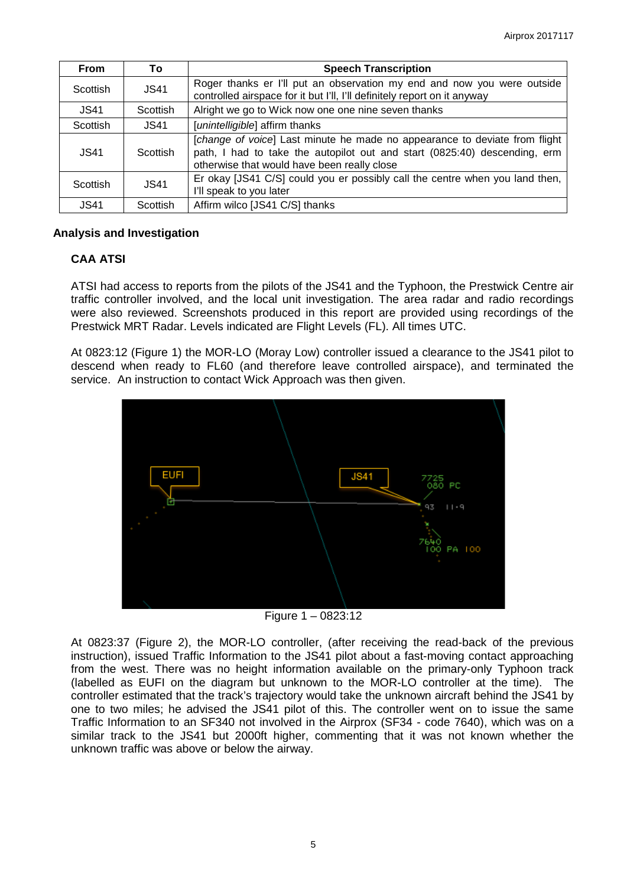| From | To | Speech Transcription |
|---|---|---|
| Scottish | JS41 | Roger thanks er I'll put an observation my end and now you were outside controlled airspace for it but I'll, I'll definitely report on it anyway |
| JS41 | Scottish | Alright we go to Wick now one one nine seven thanks |
| Scottish | JS41 | [*unintelligible*] affirm thanks |
| JS41 | Scottish | [*change of voice*] Last minute he made no appearance to deviate from flight path, I had to take the autopilot out and start (0825:40) descending, erm otherwise that would have been really close |
| Scottish | JS41 | Er okay [JS41 C/S] could you er possibly call the centre when you land then, I'll speak to you later |
| JS41 | Scottish | Affirm wilco [JS41 C/S] thanks |

## Analysis and Investigation

### CAA ATSI

ATSI had access to reports from the pilots of the JS41 and the Typhoon, the Prestwick Centre air traffic controller involved, and the local unit investigation. The area radar and radio recordings were also reviewed. Screenshots produced in this report are provided using recordings of the Prestwick MRT Radar. Levels indicated are Flight Levels (FL). All times UTC.

At 0823:12 (Figure 1) the MOR-LO (Moray Low) controller issued a clearance to the JS41 pilot to descend when ready to FL60 (and therefore leave controlled airspace), and terminated the service. An instruction to contact Wick Approach was then given.

Figure 1 – 0823:12

At 0823:37 (Figure 2), the MOR-LO controller, (after receiving the read-back of the previous instruction), issued Traffic Information to the JS41 pilot about a fast-moving contact approaching from the west. There was no height information available on the primary-only Typhoon track (labelled as EUFI on the diagram but unknown to the MOR-LO controller at the time). The controller estimated that the track's trajectory would take the unknown aircraft behind the JS41 by one to two miles; he advised the JS41 pilot of this. The controller went on to issue the same Traffic Information to an SF340 not involved in the Airprox (SF34 - code 7640), which was on a similar track to the JS41 but 2000ft higher, commenting that it was not known whether the unknown traffic was above or below the airway.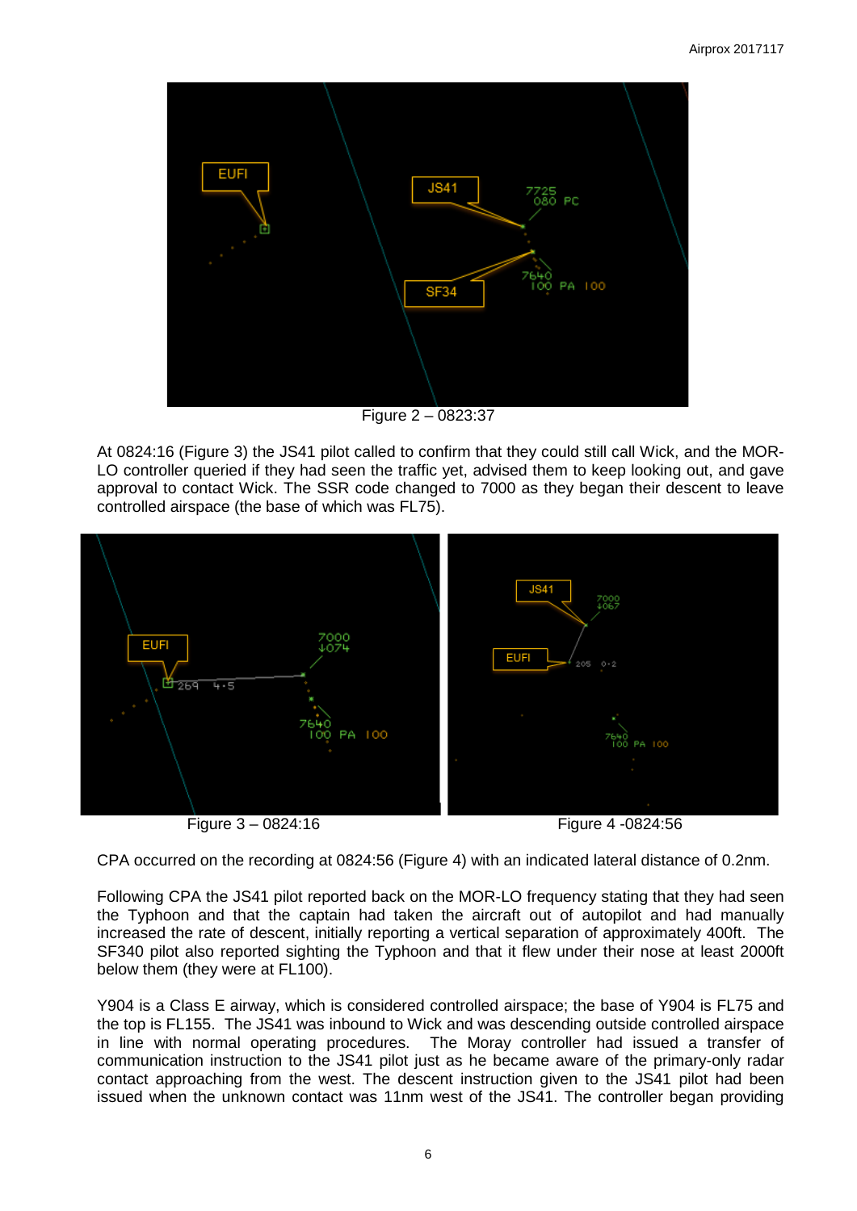Figure 2 – 0823:37

At 0824:16 (Figure 3) the JS41 pilot called to confirm that they could still call Wick, and the MOR-LO controller queried if they had seen the traffic yet, advised them to keep looking out, and gave approval to contact Wick. The SSR code changed to 7000 as they began their descent to leave controlled airspace (the base of which was FL75).

Figure 3 – 0824:16

Figure 4 -0824:56

CPA occurred on the recording at 0824:56 (Figure 4) with an indicated lateral distance of 0.2nm.

Following CPA the JS41 pilot reported back on the MOR-LO frequency stating that they had seen the Typhoon and that the captain had taken the aircraft out of autopilot and had manually increased the rate of descent, initially reporting a vertical separation of approximately 400ft. The SF340 pilot also reported sighting the Typhoon and that it flew under their nose at least 2000ft below them (they were at FL100).

Y904 is a Class E airway, which is considered controlled airspace; the base of Y904 is FL75 and the top is FL155. The JS41 was inbound to Wick and was descending outside controlled airspace in line with normal operating procedures. The Moray controller had issued a transfer of communication instruction to the JS41 pilot just as he became aware of the primary-only radar contact approaching from the west. The descent instruction given to the JS41 pilot had been issued when the unknown contact was 11nm west of the JS41. The controller began providing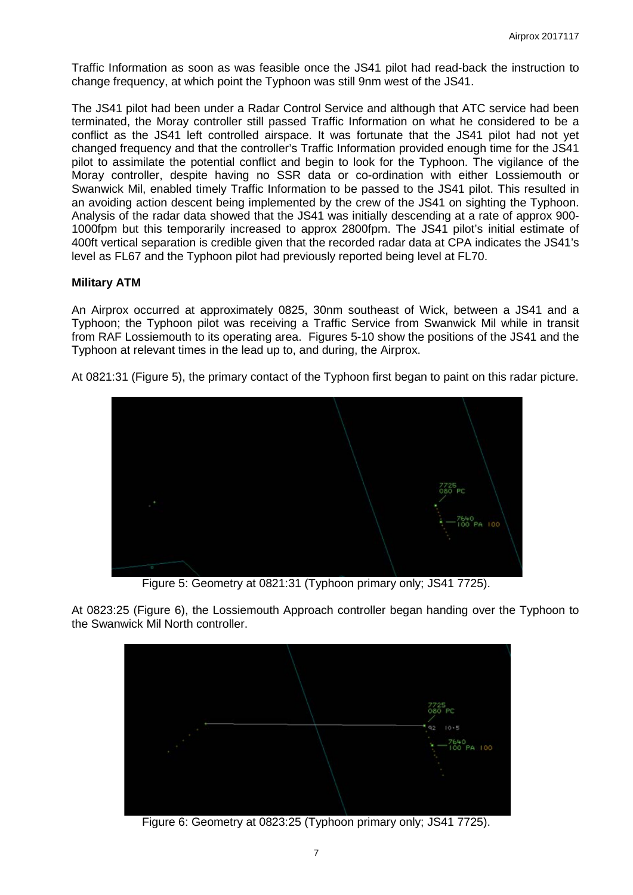Traffic Information as soon as was feasible once the JS41 pilot had read-back the instruction to change frequency, at which point the Typhoon was still 9nm west of the JS41.

The JS41 pilot had been under a Radar Control Service and although that ATC service had been terminated, the Moray controller still passed Traffic Information on what he considered to be a conflict as the JS41 left controlled airspace. It was fortunate that the JS41 pilot had not yet changed frequency and that the controller's Traffic Information provided enough time for the JS41 pilot to assimilate the potential conflict and begin to look for the Typhoon. The vigilance of the Moray controller, despite having no SSR data or co-ordination with either Lossiemouth or Swanwick Mil, enabled timely Traffic Information to be passed to the JS41 pilot. This resulted in an avoiding action descent being implemented by the crew of the JS41 on sighting the Typhoon. Analysis of the radar data showed that the JS41 was initially descending at a rate of approx 900-1000fpm but this temporarily increased to approx 2800fpm. The JS41 pilot's initial estimate of 400ft vertical separation is credible given that the recorded radar data at CPA indicates the JS41's level as FL67 and the Typhoon pilot had previously reported being level at FL70.

### Military ATM

An Airprox occurred at approximately 0825, 30nm southeast of Wick, between a JS41 and a Typhoon; the Typhoon pilot was receiving a Traffic Service from Swanwick Mil while in transit from RAF Lossiemouth to its operating area. Figures 5-10 show the positions of the JS41 and the Typhoon at relevant times in the lead up to, and during, the Airprox.

At 0821:31 (Figure 5), the primary contact of the Typhoon first began to paint on this radar picture.

Figure 5: Geometry at 0821:31 (Typhoon primary only; JS41 7725).

At 0823:25 (Figure 6), the Lossiemouth Approach controller began handing over the Typhoon to the Swanwick Mil North controller.

Figure 6: Geometry at 0823:25 (Typhoon primary only; JS41 7725).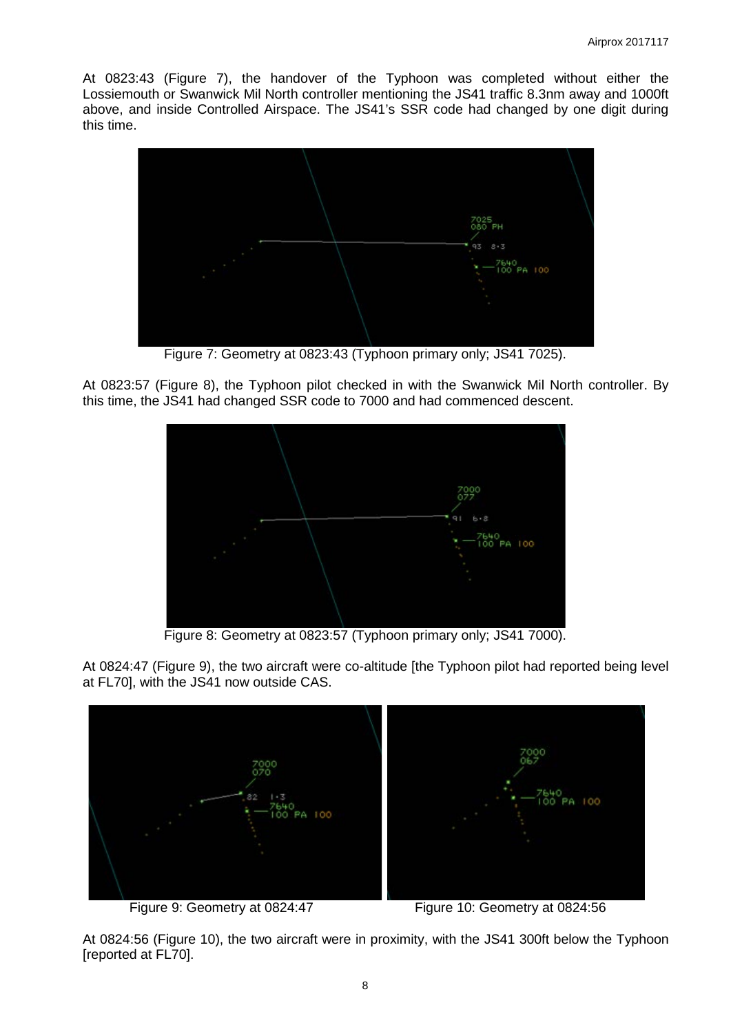At 0823:43 (Figure 7), the handover of the Typhoon was completed without either the Lossiemouth or Swanwick Mil North controller mentioning the JS41 traffic 8.3nm away and 1000ft above, and inside Controlled Airspace. The JS41's SSR code had changed by one digit during this time.

Figure 7: Geometry at 0823:43 (Typhoon primary only; JS41 7025).

At 0823:57 (Figure 8), the Typhoon pilot checked in with the Swanwick Mil North controller. By this time, the JS41 had changed SSR code to 7000 and had commenced descent.

Figure 8: Geometry at 0823:57 (Typhoon primary only; JS41 7000).

At 0824:47 (Figure 9), the two aircraft were co-altitude [the Typhoon pilot had reported being level at FL70], with the JS41 now outside CAS.

Figure 9: Geometry at 0824:47

Figure 10: Geometry at 0824:56

At 0824:56 (Figure 10), the two aircraft were in proximity, with the JS41 300ft below the Typhoon [reported at FL70].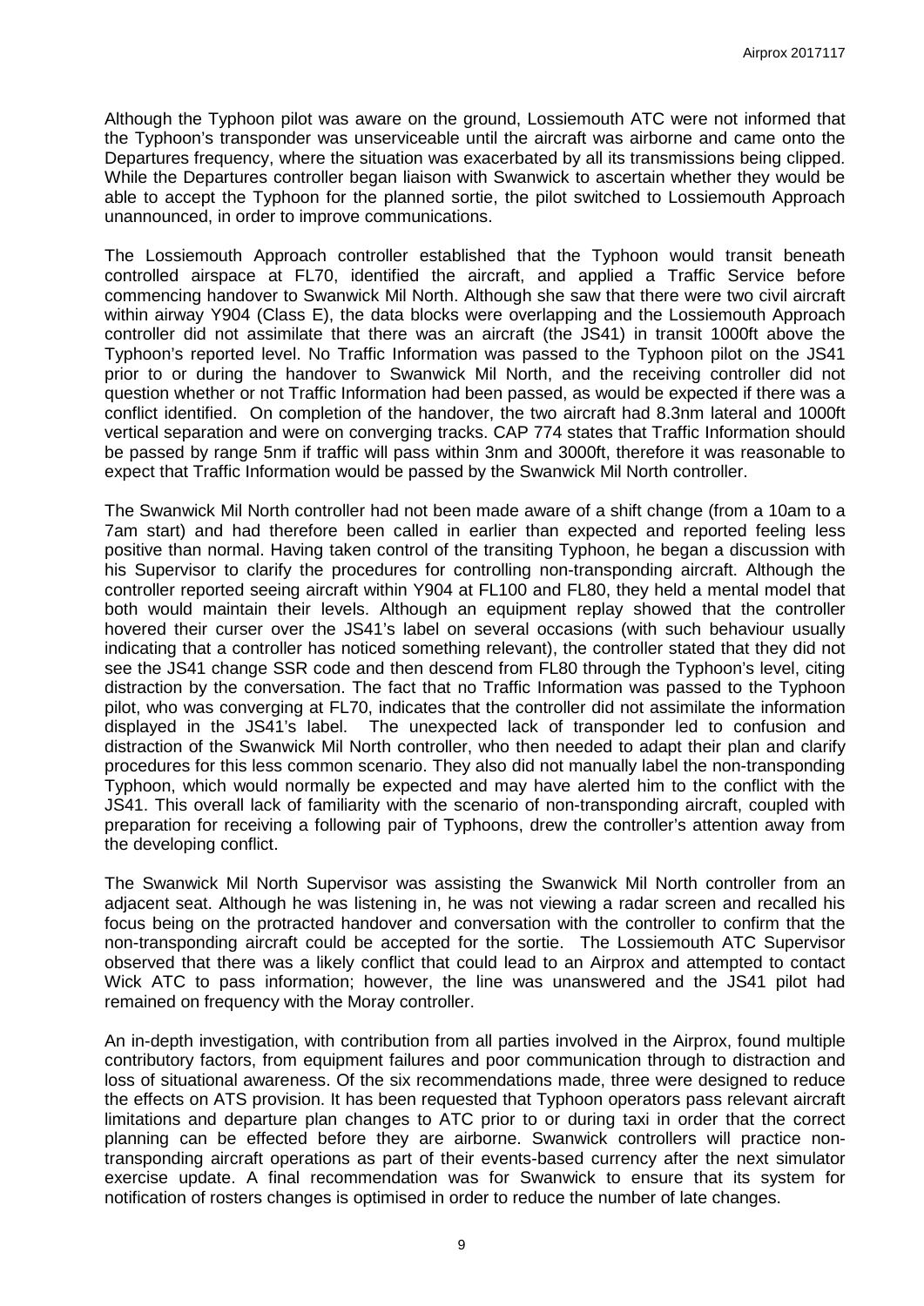Although the Typhoon pilot was aware on the ground, Lossiemouth ATC were not informed that the Typhoon's transponder was unserviceable until the aircraft was airborne and came onto the Departures frequency, where the situation was exacerbated by all its transmissions being clipped. While the Departures controller began liaison with Swanwick to ascertain whether they would be able to accept the Typhoon for the planned sortie, the pilot switched to Lossiemouth Approach unannounced, in order to improve communications.

The Lossiemouth Approach controller established that the Typhoon would transit beneath controlled airspace at FL70, identified the aircraft, and applied a Traffic Service before commencing handover to Swanwick Mil North. Although she saw that there were two civil aircraft within airway Y904 (Class E), the data blocks were overlapping and the Lossiemouth Approach controller did not assimilate that there was an aircraft (the JS41) in transit 1000ft above the Typhoon's reported level. No Traffic Information was passed to the Typhoon pilot on the JS41 prior to or during the handover to Swanwick Mil North, and the receiving controller did not question whether or not Traffic Information had been passed, as would be expected if there was a conflict identified. On completion of the handover, the two aircraft had 8.3nm lateral and 1000ft vertical separation and were on converging tracks. CAP 774 states that Traffic Information should be passed by range 5nm if traffic will pass within 3nm and 3000ft, therefore it was reasonable to expect that Traffic Information would be passed by the Swanwick Mil North controller.

The Swanwick Mil North controller had not been made aware of a shift change (from a 10am to a 7am start) and had therefore been called in earlier than expected and reported feeling less positive than normal. Having taken control of the transiting Typhoon, he began a discussion with his Supervisor to clarify the procedures for controlling non-transponding aircraft. Although the controller reported seeing aircraft within Y904 at FL100 and FL80, they held a mental model that both would maintain their levels. Although an equipment replay showed that the controller hovered their curser over the JS41's label on several occasions (with such behaviour usually indicating that a controller has noticed something relevant), the controller stated that they did not see the JS41 change SSR code and then descend from FL80 through the Typhoon's level, citing distraction by the conversation. The fact that no Traffic Information was passed to the Typhoon pilot, who was converging at FL70, indicates that the controller did not assimilate the information displayed in the JS41's label. The unexpected lack of transponder led to confusion and distraction of the Swanwick Mil North controller, who then needed to adapt their plan and clarify procedures for this less common scenario. They also did not manually label the non-transponding Typhoon, which would normally be expected and may have alerted him to the conflict with the JS41. This overall lack of familiarity with the scenario of non-transponding aircraft, coupled with preparation for receiving a following pair of Typhoons, drew the controller's attention away from the developing conflict.

The Swanwick Mil North Supervisor was assisting the Swanwick Mil North controller from an adjacent seat. Although he was listening in, he was not viewing a radar screen and recalled his focus being on the protracted handover and conversation with the controller to confirm that the non-transponding aircraft could be accepted for the sortie. The Lossiemouth ATC Supervisor observed that there was a likely conflict that could lead to an Airprox and attempted to contact Wick ATC to pass information; however, the line was unanswered and the JS41 pilot had remained on frequency with the Moray controller.

An in-depth investigation, with contribution from all parties involved in the Airprox, found multiple contributory factors, from equipment failures and poor communication through to distraction and loss of situational awareness. Of the six recommendations made, three were designed to reduce the effects on ATS provision. It has been requested that Typhoon operators pass relevant aircraft limitations and departure plan changes to ATC prior to or during taxi in order that the correct planning can be effected before they are airborne. Swanwick controllers will practice non-transponding aircraft operations as part of their events-based currency after the next simulator exercise update. A final recommendation was for Swanwick to ensure that its system for notification of rosters changes is optimised in order to reduce the number of late changes.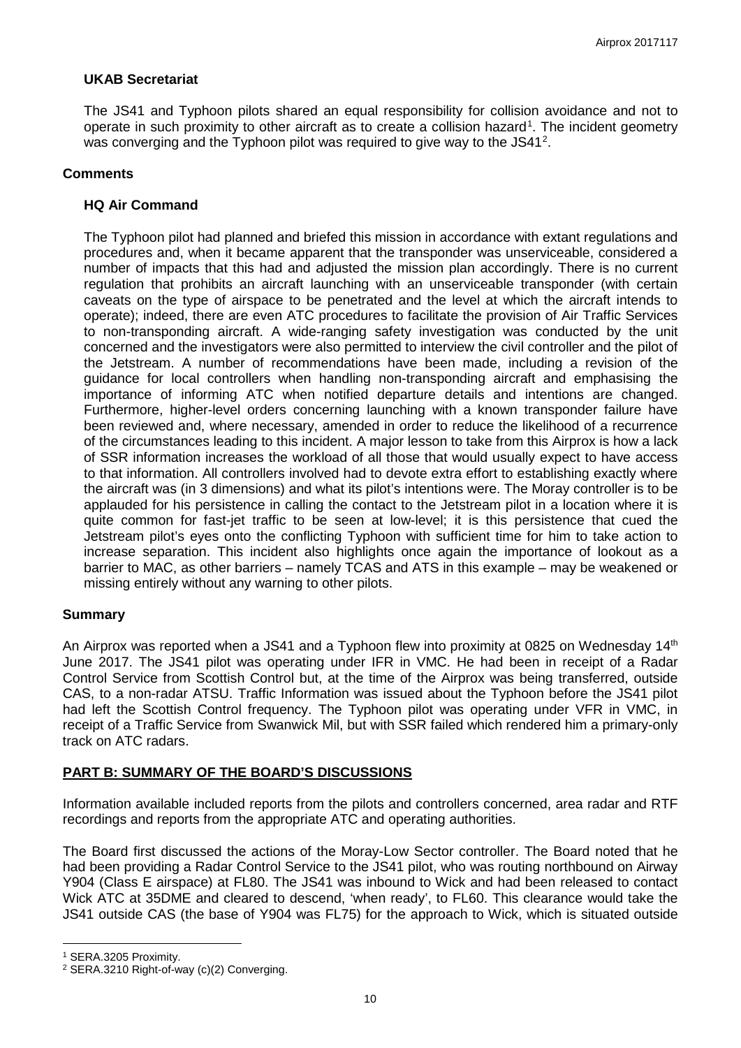### UKAB Secretariat

The JS41 and Typhoon pilots shared an equal responsibility for collision avoidance and not to operate in such proximity to other aircraft as to create a collision hazard[1]. The incident geometry was converging and the Typhoon pilot was required to give way to the JS41[2].

## Comments

### HQ Air Command

The Typhoon pilot had planned and briefed this mission in accordance with extant regulations and procedures and, when it became apparent that the transponder was unserviceable, considered a number of impacts that this had and adjusted the mission plan accordingly. There is no current regulation that prohibits an aircraft launching with an unserviceable transponder (with certain caveats on the type of airspace to be penetrated and the level at which the aircraft intends to operate); indeed, there are even ATC procedures to facilitate the provision of Air Traffic Services to non-transponding aircraft. A wide-ranging safety investigation was conducted by the unit concerned and the investigators were also permitted to interview the civil controller and the pilot of the Jetstream. A number of recommendations have been made, including a revision of the guidance for local controllers when handling non-transponding aircraft and emphasising the importance of informing ATC when notified departure details and intentions are changed. Furthermore, higher-level orders concerning launching with a known transponder failure have been reviewed and, where necessary, amended in order to reduce the likelihood of a recurrence of the circumstances leading to this incident. A major lesson to take from this Airprox is how a lack of SSR information increases the workload of all those that would usually expect to have access to that information. All controllers involved had to devote extra effort to establishing exactly where the aircraft was (in 3 dimensions) and what its pilot's intentions were. The Moray controller is to be applauded for his persistence in calling the contact to the Jetstream pilot in a location where it is quite common for fast-jet traffic to be seen at low-level; it is this persistence that cued the Jetstream pilot's eyes onto the conflicting Typhoon with sufficient time for him to take action to increase separation. This incident also highlights once again the importance of lookout as a barrier to MAC, as other barriers – namely TCAS and ATS in this example – may be weakened or missing entirely without any warning to other pilots.

## Summary

An Airprox was reported when a JS41 and a Typhoon flew into proximity at 0825 on Wednesday 14th June 2017. The JS41 pilot was operating under IFR in VMC. He had been in receipt of a Radar Control Service from Scottish Control but, at the time of the Airprox was being transferred, outside CAS, to a non-radar ATSU. Traffic Information was issued about the Typhoon before the JS41 pilot had left the Scottish Control frequency. The Typhoon pilot was operating under VFR in VMC, in receipt of a Traffic Service from Swanwick Mil, but with SSR failed which rendered him a primary-only track on ATC radars.

## PART B: SUMMARY OF THE BOARD'S DISCUSSIONS

Information available included reports from the pilots and controllers concerned, area radar and RTF recordings and reports from the appropriate ATC and operating authorities.

The Board first discussed the actions of the Moray-Low Sector controller. The Board noted that he had been providing a Radar Control Service to the JS41 pilot, who was routing northbound on Airway Y904 (Class E airspace) at FL80. The JS41 was inbound to Wick and had been released to contact Wick ATC at 35DME and cleared to descend, 'when ready', to FL60. This clearance would take the JS41 outside CAS (the base of Y904 was FL75) for the approach to Wick, which is situated outside

[1] SERA.3205 Proximity.

[2] SERA.3210 Right-of-way (c)(2) Converging.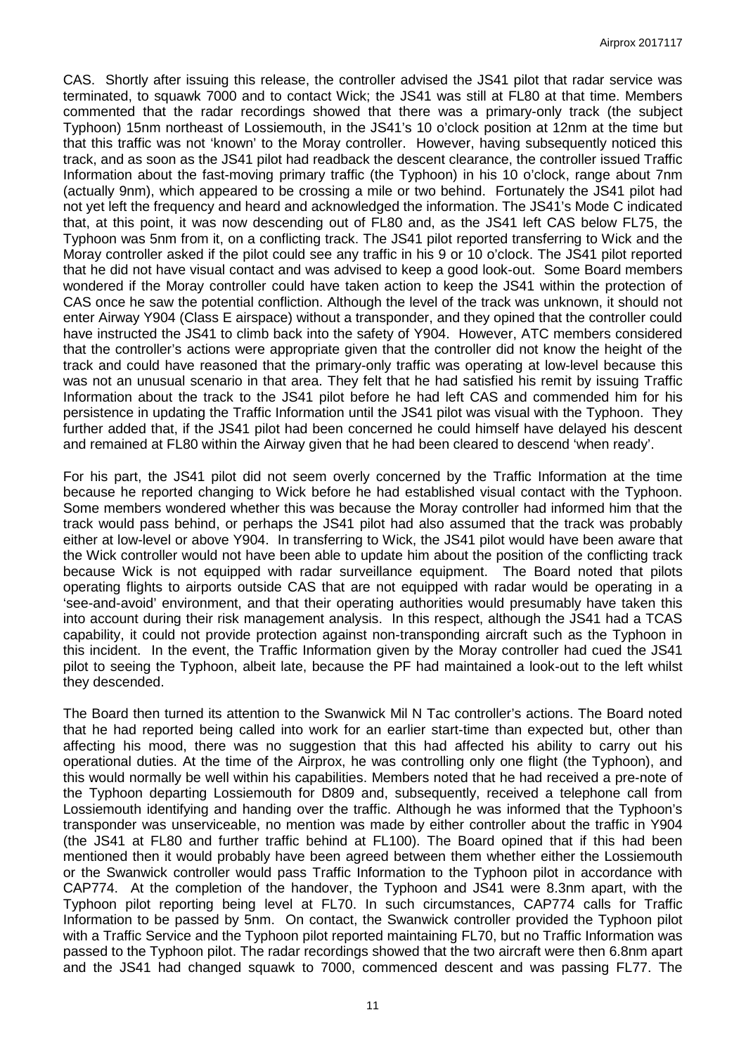CAS. Shortly after issuing this release, the controller advised the JS41 pilot that radar service was terminated, to squawk 7000 and to contact Wick; the JS41 was still at FL80 at that time. Members commented that the radar recordings showed that there was a primary-only track (the subject Typhoon) 15nm northeast of Lossiemouth, in the JS41's 10 o'clock position at 12nm at the time but that this traffic was not 'known' to the Moray controller. However, having subsequently noticed this track, and as soon as the JS41 pilot had readback the descent clearance, the controller issued Traffic Information about the fast-moving primary traffic (the Typhoon) in his 10 o'clock, range about 7nm (actually 9nm), which appeared to be crossing a mile or two behind. Fortunately the JS41 pilot had not yet left the frequency and heard and acknowledged the information. The JS41's Mode C indicated that, at this point, it was now descending out of FL80 and, as the JS41 left CAS below FL75, the Typhoon was 5nm from it, on a conflicting track. The JS41 pilot reported transferring to Wick and the Moray controller asked if the pilot could see any traffic in his 9 or 10 o'clock. The JS41 pilot reported that he did not have visual contact and was advised to keep a good look-out. Some Board members wondered if the Moray controller could have taken action to keep the JS41 within the protection of CAS once he saw the potential confliction. Although the level of the track was unknown, it should not enter Airway Y904 (Class E airspace) without a transponder, and they opined that the controller could have instructed the JS41 to climb back into the safety of Y904. However, ATC members considered that the controller's actions were appropriate given that the controller did not know the height of the track and could have reasoned that the primary-only traffic was operating at low-level because this was not an unusual scenario in that area. They felt that he had satisfied his remit by issuing Traffic Information about the track to the JS41 pilot before he had left CAS and commended him for his persistence in updating the Traffic Information until the JS41 pilot was visual with the Typhoon. They further added that, if the JS41 pilot had been concerned he could himself have delayed his descent and remained at FL80 within the Airway given that he had been cleared to descend 'when ready'.

For his part, the JS41 pilot did not seem overly concerned by the Traffic Information at the time because he reported changing to Wick before he had established visual contact with the Typhoon. Some members wondered whether this was because the Moray controller had informed him that the track would pass behind, or perhaps the JS41 pilot had also assumed that the track was probably either at low-level or above Y904. In transferring to Wick, the JS41 pilot would have been aware that the Wick controller would not have been able to update him about the position of the conflicting track because Wick is not equipped with radar surveillance equipment. The Board noted that pilots operating flights to airports outside CAS that are not equipped with radar would be operating in a 'see-and-avoid' environment, and that their operating authorities would presumably have taken this into account during their risk management analysis. In this respect, although the JS41 had a TCAS capability, it could not provide protection against non-transponding aircraft such as the Typhoon in this incident. In the event, the Traffic Information given by the Moray controller had cued the JS41 pilot to seeing the Typhoon, albeit late, because the PF had maintained a look-out to the left whilst they descended.

The Board then turned its attention to the Swanwick Mil N Tac controller's actions. The Board noted that he had reported being called into work for an earlier start-time than expected but, other than affecting his mood, there was no suggestion that this had affected his ability to carry out his operational duties. At the time of the Airprox, he was controlling only one flight (the Typhoon), and this would normally be well within his capabilities. Members noted that he had received a pre-note of the Typhoon departing Lossiemouth for D809 and, subsequently, received a telephone call from Lossiemouth identifying and handing over the traffic. Although he was informed that the Typhoon's transponder was unserviceable, no mention was made by either controller about the traffic in Y904 (the JS41 at FL80 and further traffic behind at FL100). The Board opined that if this had been mentioned then it would probably have been agreed between them whether either the Lossiemouth or the Swanwick controller would pass Traffic Information to the Typhoon pilot in accordance with CAP774. At the completion of the handover, the Typhoon and JS41 were 8.3nm apart, with the Typhoon pilot reporting being level at FL70. In such circumstances, CAP774 calls for Traffic Information to be passed by 5nm. On contact, the Swanwick controller provided the Typhoon pilot with a Traffic Service and the Typhoon pilot reported maintaining FL70, but no Traffic Information was passed to the Typhoon pilot. The radar recordings showed that the two aircraft were then 6.8nm apart and the JS41 had changed squawk to 7000, commenced descent and was passing FL77. The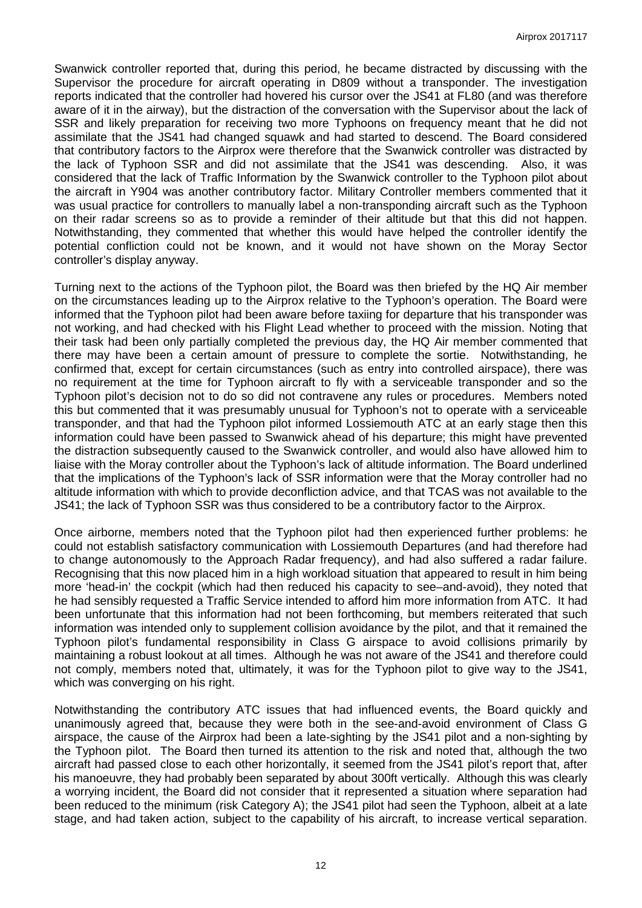Swanwick controller reported that, during this period, he became distracted by discussing with the Supervisor the procedure for aircraft operating in D809 without a transponder. The investigation reports indicated that the controller had hovered his cursor over the JS41 at FL80 (and was therefore aware of it in the airway), but the distraction of the conversation with the Supervisor about the lack of SSR and likely preparation for receiving two more Typhoons on frequency meant that he did not assimilate that the JS41 had changed squawk and had started to descend. The Board considered that contributory factors to the Airprox were therefore that the Swanwick controller was distracted by the lack of Typhoon SSR and did not assimilate that the JS41 was descending. Also, it was considered that the lack of Traffic Information by the Swanwick controller to the Typhoon pilot about the aircraft in Y904 was another contributory factor. Military Controller members commented that it was usual practice for controllers to manually label a non-transponding aircraft such as the Typhoon on their radar screens so as to provide a reminder of their altitude but that this did not happen. Notwithstanding, they commented that whether this would have helped the controller identify the potential confliction could not be known, and it would not have shown on the Moray Sector controller's display anyway.

Turning next to the actions of the Typhoon pilot, the Board was then briefed by the HQ Air member on the circumstances leading up to the Airprox relative to the Typhoon's operation. The Board were informed that the Typhoon pilot had been aware before taxiing for departure that his transponder was not working, and had checked with his Flight Lead whether to proceed with the mission. Noting that their task had been only partially completed the previous day, the HQ Air member commented that there may have been a certain amount of pressure to complete the sortie. Notwithstanding, he confirmed that, except for certain circumstances (such as entry into controlled airspace), there was no requirement at the time for Typhoon aircraft to fly with a serviceable transponder and so the Typhoon pilot's decision not to do so did not contravene any rules or procedures. Members noted this but commented that it was presumably unusual for Typhoon's not to operate with a serviceable transponder, and that had the Typhoon pilot informed Lossiemouth ATC at an early stage then this information could have been passed to Swanwick ahead of his departure; this might have prevented the distraction subsequently caused to the Swanwick controller, and would also have allowed him to liaise with the Moray controller about the Typhoon's lack of altitude information. The Board underlined that the implications of the Typhoon's lack of SSR information were that the Moray controller had no altitude information with which to provide deconfliction advice, and that TCAS was not available to the JS41; the lack of Typhoon SSR was thus considered to be a contributory factor to the Airprox.

Once airborne, members noted that the Typhoon pilot had then experienced further problems: he could not establish satisfactory communication with Lossiemouth Departures (and had therefore had to change autonomously to the Approach Radar frequency), and had also suffered a radar failure. Recognising that this now placed him in a high workload situation that appeared to result in him being more 'head-in' the cockpit (which had then reduced his capacity to see–and-avoid), they noted that he had sensibly requested a Traffic Service intended to afford him more information from ATC. It had been unfortunate that this information had not been forthcoming, but members reiterated that such information was intended only to supplement collision avoidance by the pilot, and that it remained the Typhoon pilot's fundamental responsibility in Class G airspace to avoid collisions primarily by maintaining a robust lookout at all times. Although he was not aware of the JS41 and therefore could not comply, members noted that, ultimately, it was for the Typhoon pilot to give way to the JS41, which was converging on his right.

Notwithstanding the contributory ATC issues that had influenced events, the Board quickly and unanimously agreed that, because they were both in the see-and-avoid environment of Class G airspace, the cause of the Airprox had been a late-sighting by the JS41 pilot and a non-sighting by the Typhoon pilot. The Board then turned its attention to the risk and noted that, although the two aircraft had passed close to each other horizontally, it seemed from the JS41 pilot's report that, after his manoeuvre, they had probably been separated by about 300ft vertically. Although this was clearly a worrying incident, the Board did not consider that it represented a situation where separation had been reduced to the minimum (risk Category A); the JS41 pilot had seen the Typhoon, albeit at a late stage, and had taken action, subject to the capability of his aircraft, to increase vertical separation.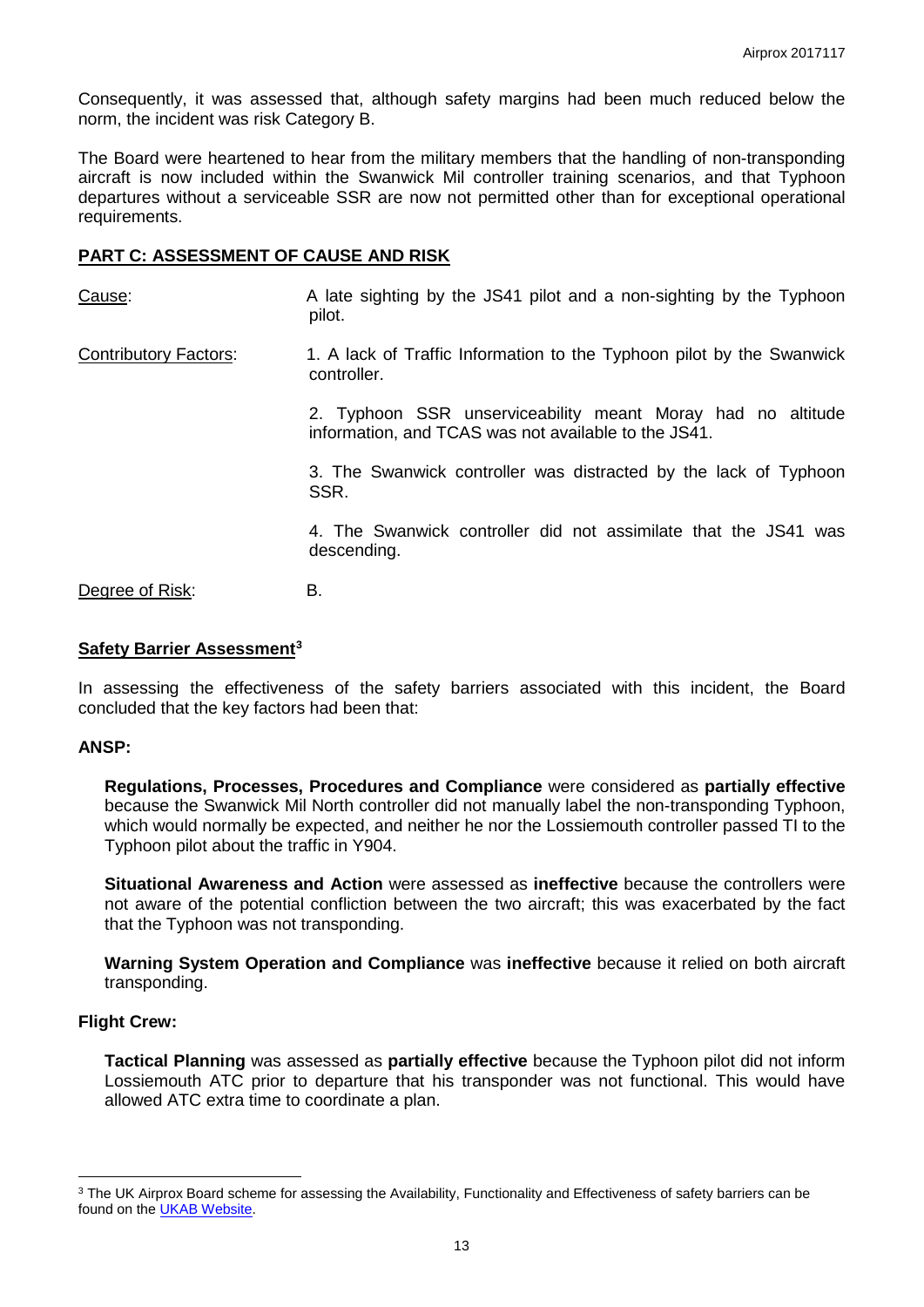Consequently, it was assessed that, although safety margins had been much reduced below the norm, the incident was risk Category B.

The Board were heartened to hear from the military members that the handling of non-transponding aircraft is now included within the Swanwick Mil controller training scenarios, and that Typhoon departures without a serviceable SSR are now not permitted other than for exceptional operational requirements.

## PART C: ASSESSMENT OF CAUSE AND RISK

Cause: A late sighting by the JS41 pilot and a non-sighting by the Typhoon pilot.

Contributory Factors:

1. A lack of Traffic Information to the Typhoon pilot by the Swanwick controller.
2. Typhoon SSR unserviceability meant Moray had no altitude information, and TCAS was not available to the JS41.
3. The Swanwick controller was distracted by the lack of Typhoon SSR.
4. The Swanwick controller did not assimilate that the JS41 was descending.

Degree of Risk: B.

### Safety Barrier Assessment[3]

In assessing the effectiveness of the safety barriers associated with this incident, the Board concluded that the key factors had been that:

#### ANSP:

**Regulations, Processes, Procedures and Compliance** were considered as **partially effective** because the Swanwick Mil North controller did not manually label the non-transponding Typhoon, which would normally be expected, and neither he nor the Lossiemouth controller passed TI to the Typhoon pilot about the traffic in Y904.

**Situational Awareness and Action** were assessed as **ineffective** because the controllers were not aware of the potential confliction between the two aircraft; this was exacerbated by the fact that the Typhoon was not transponding.

**Warning System Operation and Compliance** was **ineffective** because it relied on both aircraft transponding.

#### Flight Crew:

**Tactical Planning** was assessed as **partially effective** because the Typhoon pilot did not inform Lossiemouth ATC prior to departure that his transponder was not functional. This would have allowed ATC extra time to coordinate a plan.

---

[3] The UK Airprox Board scheme for assessing the Availability, Functionality and Effectiveness of safety barriers can be found on the UKAB Website.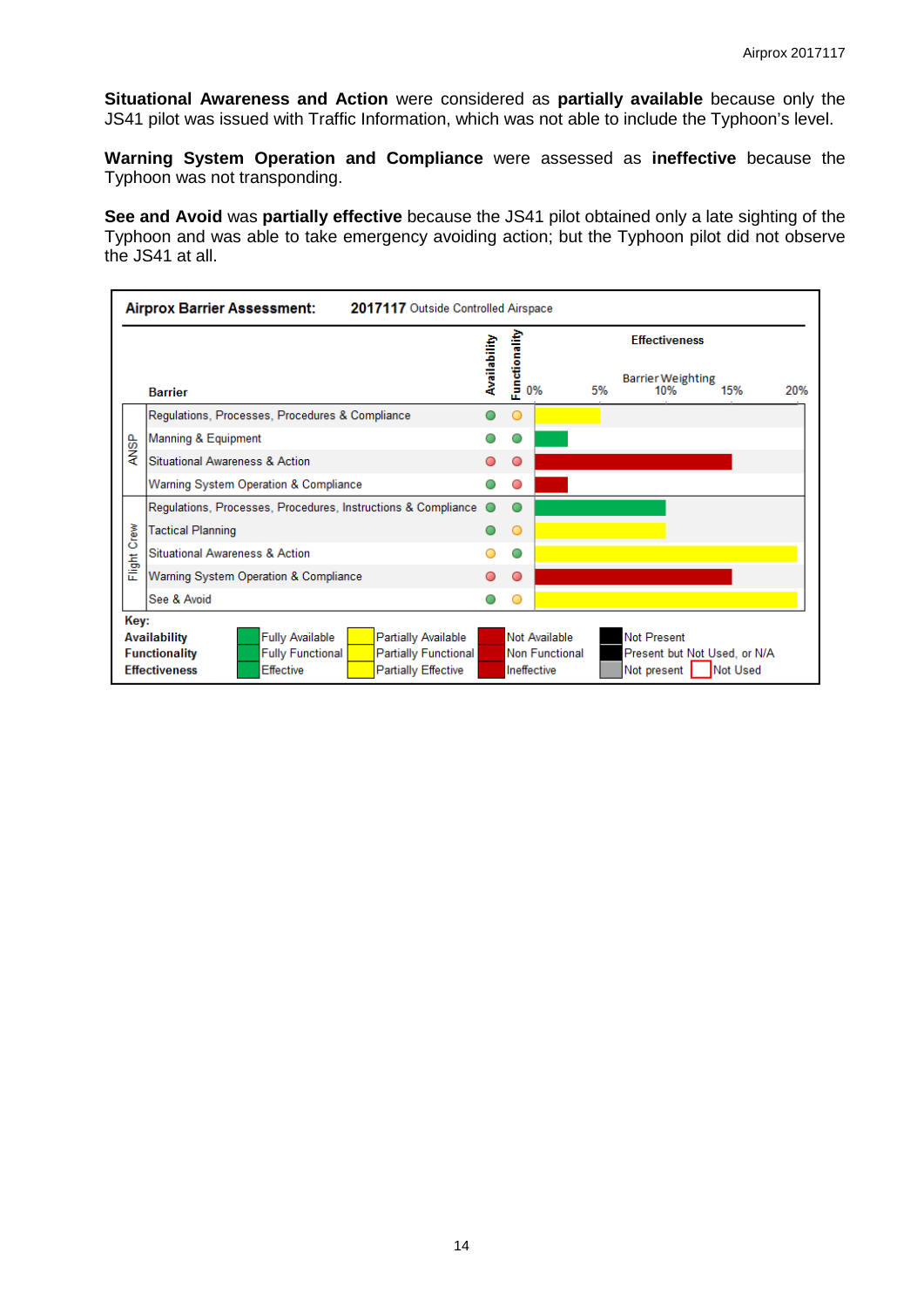**Situational Awareness and Action** were considered as **partially available** because only the JS41 pilot was issued with Traffic Information, which was not able to include the Typhoon's level.

**Warning System Operation and Compliance** were assessed as **ineffective** because the Typhoon was not transponding.

**See and Avoid** was **partially effective** because the JS41 pilot obtained only a late sighting of the Typhoon and was able to take emergency avoiding action; but the Typhoon pilot did not observe the JS41 at all.

**Airprox Barrier Assessment:** **2017117** Outside Controlled Airspace

Barrier

Availability

Functionality

Effectiveness

Barrier Weighting

0% 5% 10% 15% 20%

ANSP

Regulations, Processes, Procedures & Compliance

Manning & Equipment

Situational Awareness & Action

Warning System Operation & Compliance

Flight Crew

Regulations, Processes, Procedures, Instructions & Compliance

Tactical Planning

Situational Awareness & Action

Warning System Operation & Compliance

See & Avoid

Key:

| | | | | |
|---|---|---|---|---|
| **Availability** | Fully Available | Partially Available | Not Available | Not Present |
| **Functionality** | Fully Functional | Partially Functional | Non Functional | Present but Not Used, or N/A |
| **Effectiveness** | Effective | Partially Effective | Ineffective | Not present / Not Used |